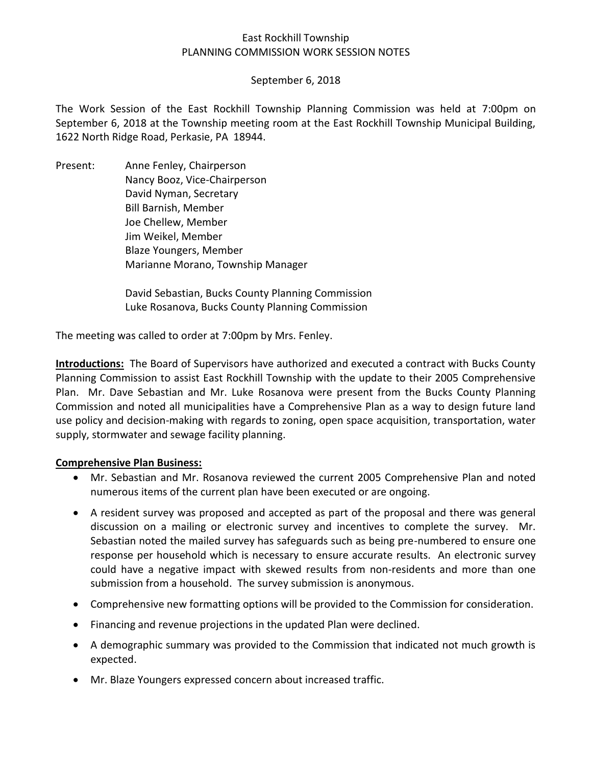East Rockhill Township
PLANNING COMMISSION WORK SESSION NOTES

September 6, 2018

The Work Session of the East Rockhill Township Planning Commission was held at 7:00pm on September 6, 2018 at the Township meeting room at the East Rockhill Township Municipal Building, 1622 North Ridge Road, Perkasie, PA 18944.

Present:
Anne Fenley, Chairperson
Nancy Booz, Vice-Chairperson
David Nyman, Secretary
Bill Barnish, Member
Joe Chellew, Member
Jim Weikel, Member
Blaze Youngers, Member
Marianne Morano, Township Manager

David Sebastian, Bucks County Planning Commission
Luke Rosanova, Bucks County Planning Commission

The meeting was called to order at 7:00pm by Mrs. Fenley.

**Introductions:** The Board of Supervisors have authorized and executed a contract with Bucks County Planning Commission to assist East Rockhill Township with the update to their 2005 Comprehensive Plan. Mr. Dave Sebastian and Mr. Luke Rosanova were present from the Bucks County Planning Commission and noted all municipalities have a Comprehensive Plan as a way to design future land use policy and decision-making with regards to zoning, open space acquisition, transportation, water supply, stormwater and sewage facility planning.

**Comprehensive Plan Business:**

- Mr. Sebastian and Mr. Rosanova reviewed the current 2005 Comprehensive Plan and noted numerous items of the current plan have been executed or are ongoing.
- A resident survey was proposed and accepted as part of the proposal and there was general discussion on a mailing or electronic survey and incentives to complete the survey. Mr. Sebastian noted the mailed survey has safeguards such as being pre-numbered to ensure one response per household which is necessary to ensure accurate results. An electronic survey could have a negative impact with skewed results from non-residents and more than one submission from a household. The survey submission is anonymous.
- Comprehensive new formatting options will be provided to the Commission for consideration.
- Financing and revenue projections in the updated Plan were declined.
- A demographic summary was provided to the Commission that indicated not much growth is expected.
- Mr. Blaze Youngers expressed concern about increased traffic.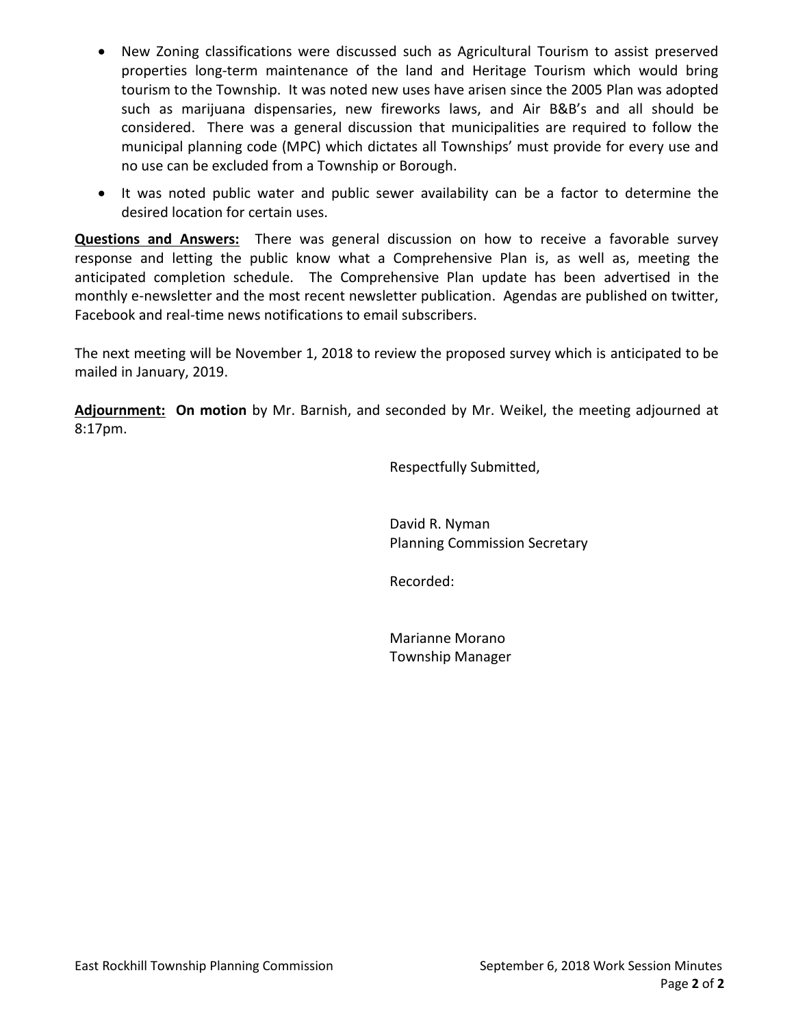- New Zoning classifications were discussed such as Agricultural Tourism to assist preserved properties long-term maintenance of the land and Heritage Tourism which would bring tourism to the Township. It was noted new uses have arisen since the 2005 Plan was adopted such as marijuana dispensaries, new fireworks laws, and Air B&B's and all should be considered. There was a general discussion that municipalities are required to follow the municipal planning code (MPC) which dictates all Townships' must provide for every use and no use can be excluded from a Township or Borough.
- It was noted public water and public sewer availability can be a factor to determine the desired location for certain uses.

**Questions and Answers:** There was general discussion on how to receive a favorable survey response and letting the public know what a Comprehensive Plan is, as well as, meeting the anticipated completion schedule. The Comprehensive Plan update has been advertised in the monthly e-newsletter and the most recent newsletter publication. Agendas are published on twitter, Facebook and real-time news notifications to email subscribers.

The next meeting will be November 1, 2018 to review the proposed survey which is anticipated to be mailed in January, 2019.

**Adjournment:** **On motion** by Mr. Barnish, and seconded by Mr. Weikel, the meeting adjourned at 8:17pm.

Respectfully Submitted,

David R. Nyman
Planning Commission Secretary

Recorded:

Marianne Morano
Township Manager